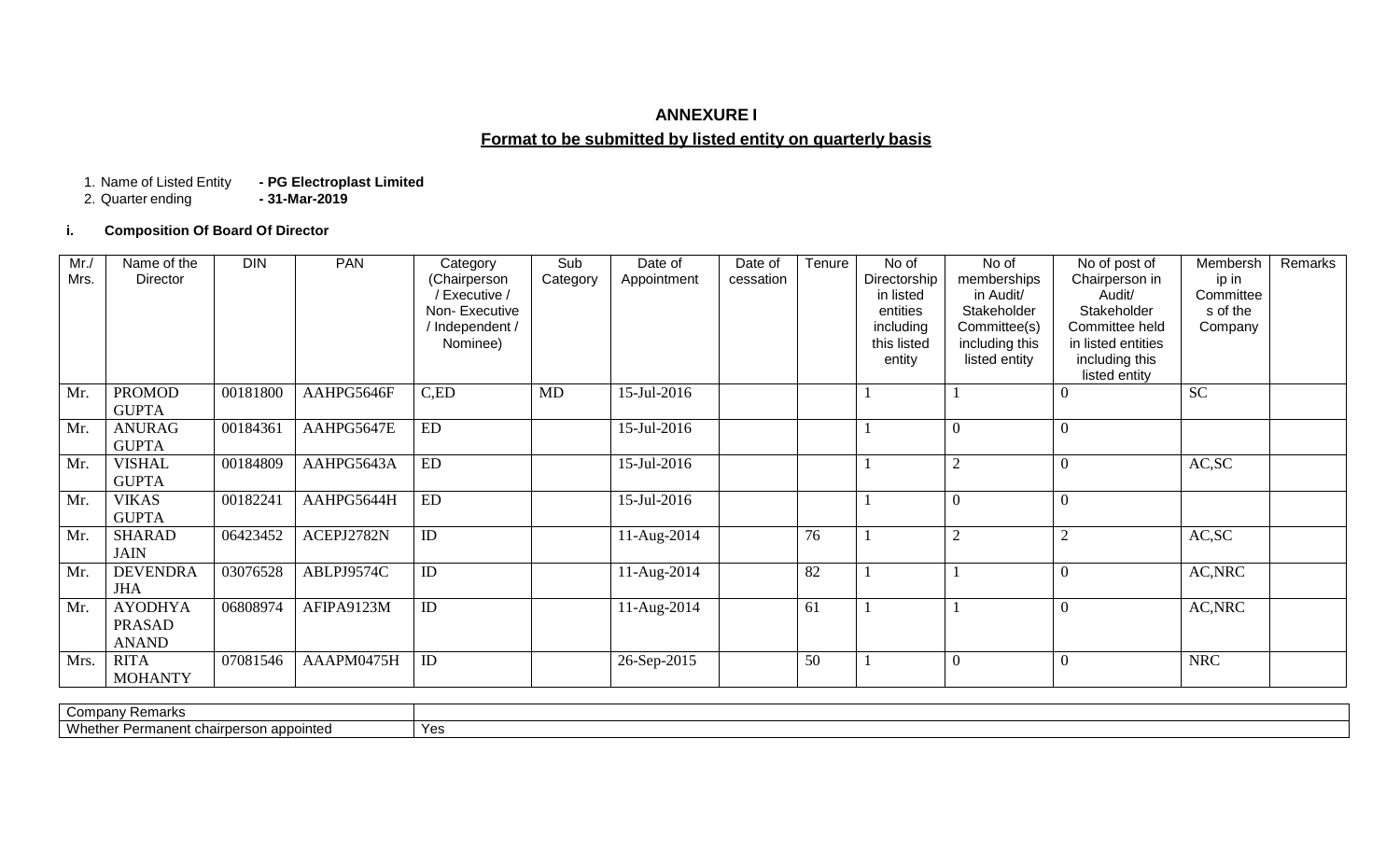# ANNEXURE I

## Format to be submitted by listed entity on quarterly basis

1. Name of Listed Entity **- PG Electroplast Limited**
2. Quarter ending **- 31-Mar-2019**

### i. Composition Of Board Of Director

| Mr./ Mrs. | Name of the Director | DIN | PAN | Category (Chairperson / Executive / Non- Executive / Independent / Nominee) | Sub Category | Date of Appointment | Date of cessation | Tenure | No of Directorship in listed entities including this listed entity | No of memberships in Audit/ Stakeholder Committee(s) including this listed entity | No of post of Chairperson in Audit/ Stakeholder Committee held in listed entities including this listed entity | Membership in Committees of the Company | Remarks |
|---|---|---|---|---|---|---|---|---|---|---|---|---|---|
| Mr. | PROMOD GUPTA | 00181800 | AAHPG5646F | C,ED | MD | 15-Jul-2016 | | | 1 | 1 | 0 | SC | |
| Mr. | ANURAG GUPTA | 00184361 | AAHPG5647E | ED | | 15-Jul-2016 | | | 1 | 0 | 0 | | |
| Mr. | VISHAL GUPTA | 00184809 | AAHPG5643A | ED | | 15-Jul-2016 | | | 1 | 2 | 0 | AC,SC | |
| Mr. | VIKAS GUPTA | 00182241 | AAHPG5644H | ED | | 15-Jul-2016 | | | 1 | 0 | 0 | | |
| Mr. | SHARAD JAIN | 06423452 | ACEPJ2782N | ID | | 11-Aug-2014 | | 76 | 1 | 2 | 2 | AC,SC | |
| Mr. | DEVENDRA JHA | 03076528 | ABLPJ9574C | ID | | 11-Aug-2014 | | 82 | 1 | 1 | 0 | AC,NRC | |
| Mr. | AYODHYA PRASAD ANAND | 06808974 | AFIPA9123M | ID | | 11-Aug-2014 | | 61 | 1 | 1 | 0 | AC,NRC | |
| Mrs. | RITA MOHANTY | 07081546 | AAAPM0475H | ID | | 26-Sep-2015 | | 50 | 1 | 0 | 0 | NRC | |

| Company Remarks | |
|---|---|
| Whether Permanent chairperson appointed | Yes |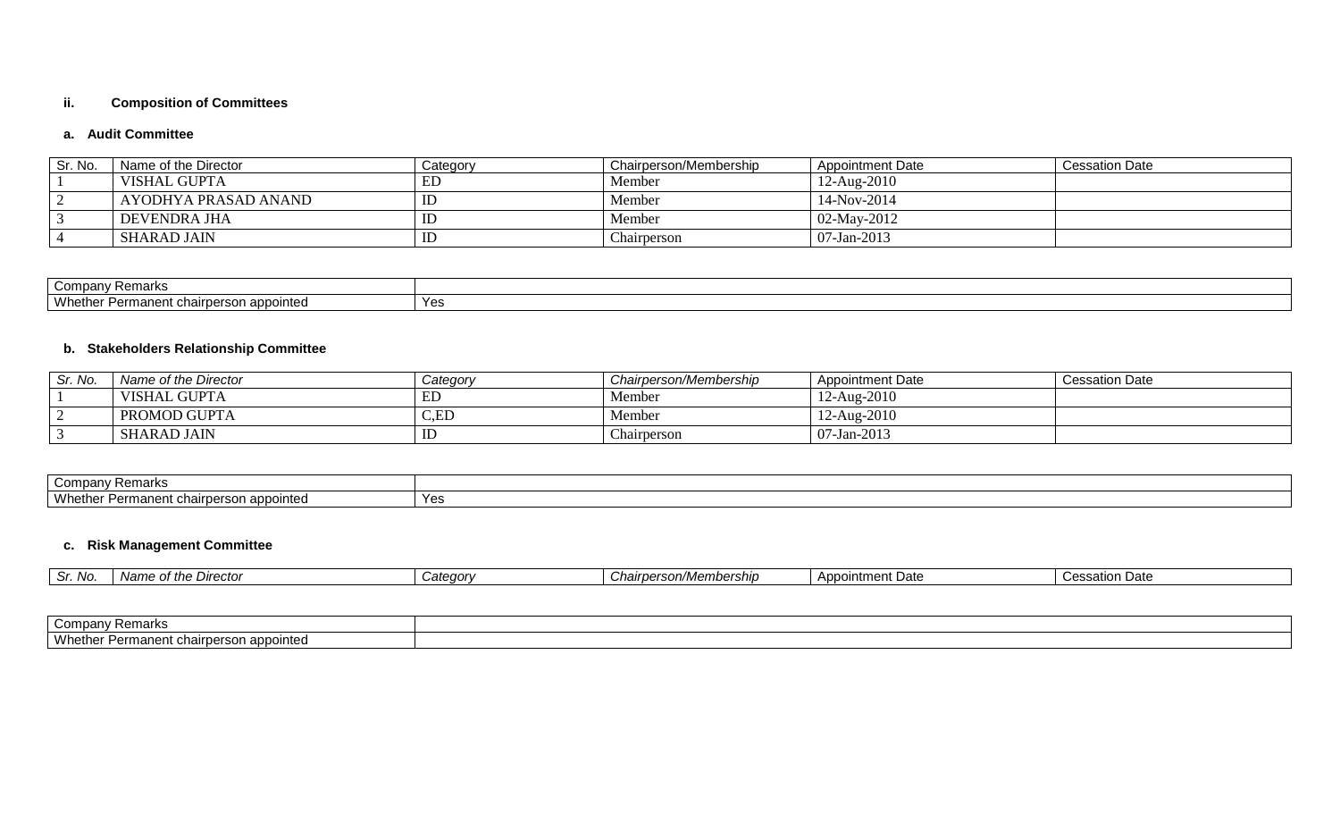### ii. Composition of Committees

#### a. Audit Committee

| Sr. No. | Name of the Director | Category | Chairperson/Membership | Appointment Date | Cessation Date |
|---|---|---|---|---|---|
| 1 | VISHAL GUPTA | ED | Member | 12-Aug-2010 | |
| 2 | AYODHYA PRASAD ANAND | ID | Member | 14-Nov-2014 | |
| 3 | DEVENDRA JHA | ID | Member | 02-May-2012 | |
| 4 | SHARAD JAIN | ID | Chairperson | 07-Jan-2013 | |

| Company Remarks | |
|---|---|
| Whether Permanent chairperson appointed | Yes |

#### b. Stakeholders Relationship Committee

| *Sr. No.* | *Name of the Director* | *Category* | *Chairperson/Membership* | Appointment Date | Cessation Date |
|---|---|---|---|---|---|
| 1 | VISHAL GUPTA | ED | Member | 12-Aug-2010 | |
| 2 | PROMOD GUPTA | C,ED | Member | 12-Aug-2010 | |
| 3 | SHARAD JAIN | ID | Chairperson | 07-Jan-2013 | |

| Company Remarks | |
|---|---|
| Whether Permanent chairperson appointed | Yes |

#### c. Risk Management Committee

| *Sr. No.* | *Name of the Director* | *Category* | *Chairperson/Membership* | Appointment Date | Cessation Date |
|---|---|---|---|---|---|

| Company Remarks | |
|---|---|
| Whether Permanent chairperson appointed | |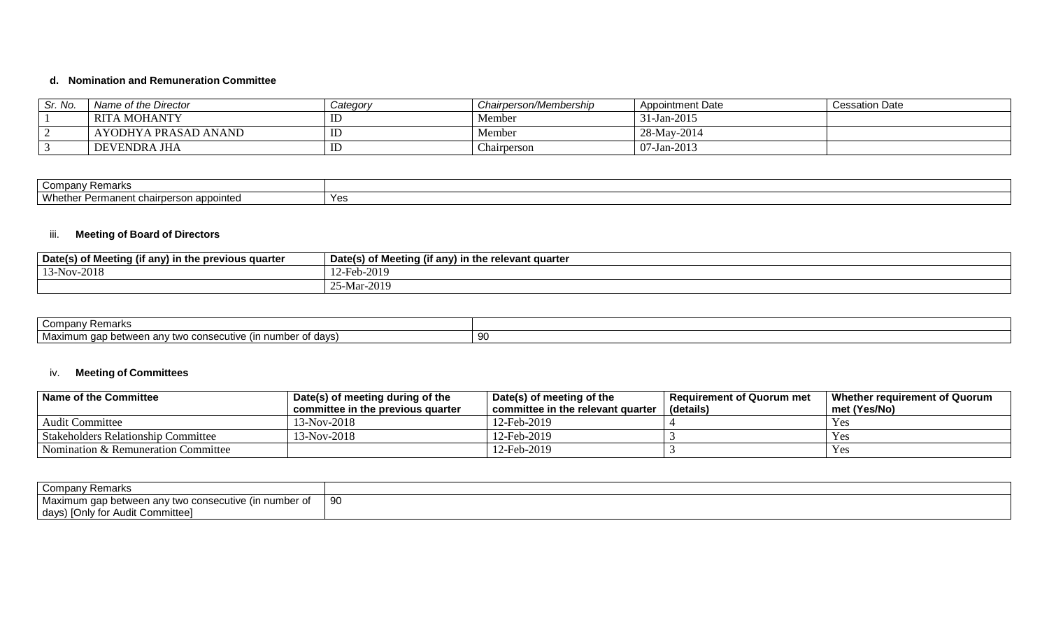#### d. Nomination and Remuneration Committee

| Sr. No. | Name of the Director | Category | Chairperson/Membership | Appointment Date | Cessation Date |
|---|---|---|---|---|---|
| 1 | RITA MOHANTY | ID | Member | 31-Jan-2015 | |
| 2 | AYODHYA PRASAD ANAND | ID | Member | 28-May-2014 | |
| 3 | DEVENDRA JHA | ID | Chairperson | 07-Jan-2013 | |

| Company Remarks | |
|---|---|
| Whether Permanent chairperson appointed | Yes |

### iii. Meeting of Board of Directors

| Date(s) of Meeting (if any) in the previous quarter | Date(s) of Meeting (if any) in the relevant quarter |
|---|---|
| 13-Nov-2018 | 12-Feb-2019 |
| | 25-Mar-2019 |

| Company Remarks | |
|---|---|
| Maximum gap between any two consecutive (in number of days) | 90 |

### iv. Meeting of Committees

| Name of the Committee | Date(s) of meeting during of the committee in the previous quarter | Date(s) of meeting of the committee in the relevant quarter | Requirement of Quorum met (details) | Whether requirement of Quorum met (Yes/No) |
|---|---|---|---|---|
| Audit Committee | 13-Nov-2018 | 12-Feb-2019 | 4 | Yes |
| Stakeholders Relationship Committee | 13-Nov-2018 | 12-Feb-2019 | 3 | Yes |
| Nomination & Remuneration Committee | | 12-Feb-2019 | 3 | Yes |

| Company Remarks | |
|---|---|
| Maximum gap between any two consecutive (in number of days) [Only for Audit Committee] | 90 |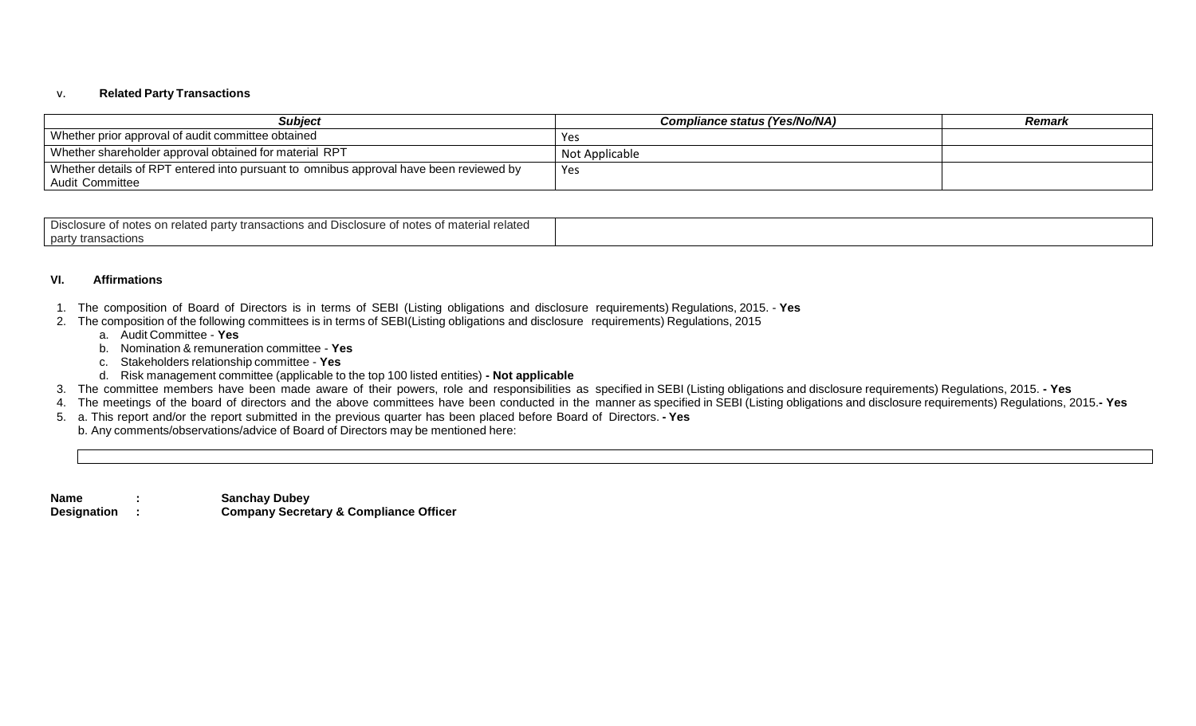v. **Related Party Transactions**

| ***Subject*** | ***Compliance status (Yes/No/NA)*** | ***Remark*** |
|---|---|---|
| Whether prior approval of audit committee obtained | Yes | |
| Whether shareholder approval obtained for material RPT | Not Applicable | |
| Whether details of RPT entered into pursuant to omnibus approval have been reviewed by Audit Committee | Yes | |

| Disclosure of notes on related party transactions and Disclosure of notes of material related party transactions | |
|---|---|

**VI. Affirmations**

1. The composition of Board of Directors is in terms of SEBI (Listing obligations and disclosure requirements) Regulations, 2015. - **Yes**
2. The composition of the following committees is in terms of SEBI(Listing obligations and disclosure requirements) Regulations, 2015
   a. Audit Committee - **Yes**
   b. Nomination & remuneration committee - **Yes**
   c. Stakeholders relationship committee - **Yes**
   d. Risk management committee (applicable to the top 100 listed entities) **- Not applicable**
3. The committee members have been made aware of their powers, role and responsibilities as specified in SEBI (Listing obligations and disclosure requirements) Regulations, 2015. **- Yes**
4. The meetings of the board of directors and the above committees have been conducted in the manner as specified in SEBI (Listing obligations and disclosure requirements) Regulations, 2015.**- Yes**
5. a. This report and/or the report submitted in the previous quarter has been placed before Board of Directors. **- Yes**
   b. Any comments/observations/advice of Board of Directors may be mentioned here:

**Name** : **Sanchay Dubey**
**Designation** : **Company Secretary & Compliance Officer**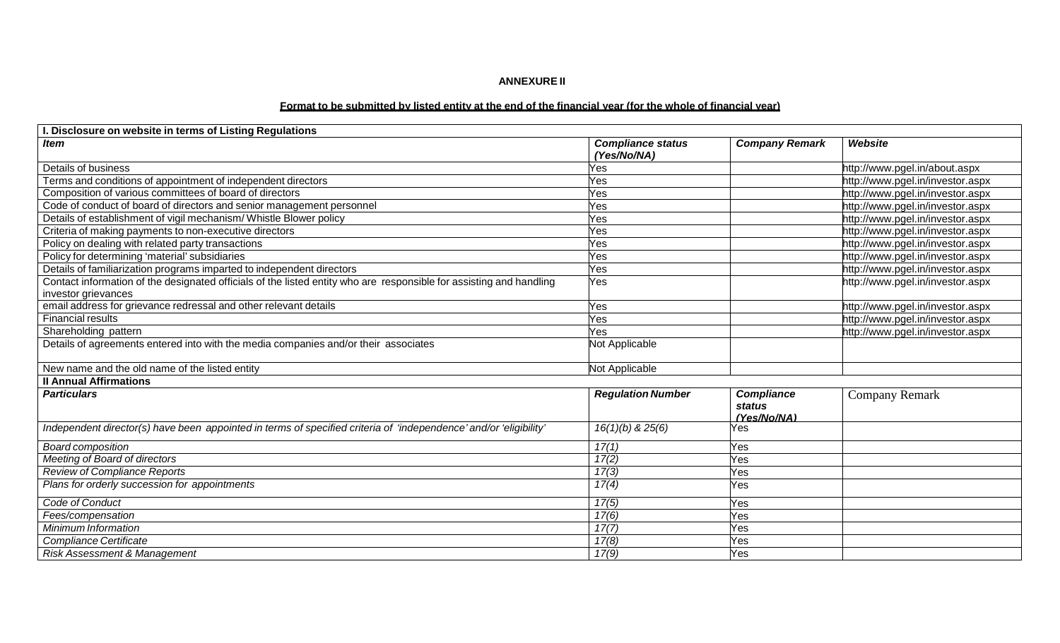**ANNEXURE II**

**Format to be submitted by listed entity at the end of the financial year (for the whole of financial year)**

| **I. Disclosure on website in terms of Listing Regulations** | | | |
|---|---|---|---|
| ***Item*** | ***Compliance status (Yes/No/NA)*** | ***Company Remark*** | ***Website*** |
| Details of business | Yes | | http://www.pgel.in/about.aspx |
| Terms and conditions of appointment of independent directors | Yes | | http://www.pgel.in/investor.aspx |
| Composition of various committees of board of directors | Yes | | http://www.pgel.in/investor.aspx |
| Code of conduct of board of directors and senior management personnel | Yes | | http://www.pgel.in/investor.aspx |
| Details of establishment of vigil mechanism/ Whistle Blower policy | Yes | | http://www.pgel.in/investor.aspx |
| Criteria of making payments to non-executive directors | Yes | | http://www.pgel.in/investor.aspx |
| Policy on dealing with related party transactions | Yes | | http://www.pgel.in/investor.aspx |
| Policy for determining 'material' subsidiaries | Yes | | http://www.pgel.in/investor.aspx |
| Details of familiarization programs imparted to independent directors | Yes | | http://www.pgel.in/investor.aspx |
| Contact information of the designated officials of the listed entity who are responsible for assisting and handling investor grievances | Yes | | http://www.pgel.in/investor.aspx |
| email address for grievance redressal and other relevant details | Yes | | http://www.pgel.in/investor.aspx |
| Financial results | Yes | | http://www.pgel.in/investor.aspx |
| Shareholding pattern | Yes | | http://www.pgel.in/investor.aspx |
| Details of agreements entered into with the media companies and/or their associates | Not Applicable | | |
| New name and the old name of the listed entity | Not Applicable | | |
| **II Annual Affirmations** | | | |
| ***Particulars*** | ***Regulation Number*** | ***Compliance status (Yes/No/NA)*** | Company Remark |
| *Independent director(s) have been appointed in terms of specified criteria of 'independence' and/or 'eligibility'* | *16(1)(b) & 25(6)* | Yes | |
| *Board composition* | *17(1)* | Yes | |
| *Meeting of Board of directors* | *17(2)* | Yes | |
| *Review of Compliance Reports* | *17(3)* | Yes | |
| *Plans for orderly succession for appointments* | *17(4)* | Yes | |
| *Code of Conduct* | *17(5)* | Yes | |
| *Fees/compensation* | *17(6)* | Yes | |
| *Minimum Information* | *17(7)* | Yes | |
| *Compliance Certificate* | *17(8)* | Yes | |
| *Risk Assessment & Management* | *17(9)* | Yes | |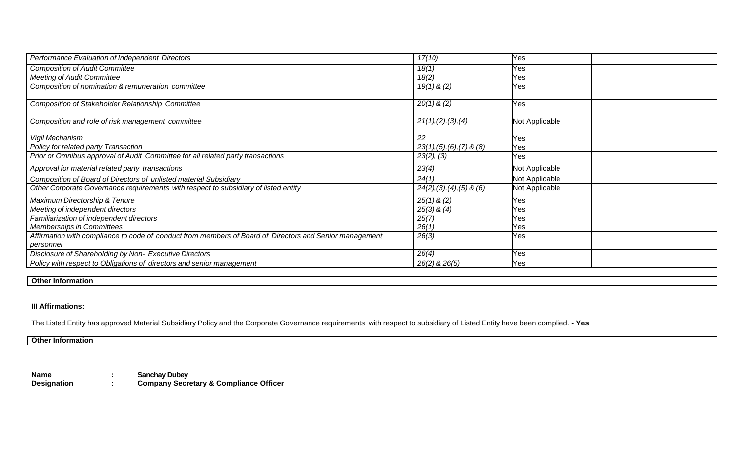| | | | |
|---|---|---|---|
| *Performance Evaluation of Independent Directors* | *17(10)* | Yes | |
| *Composition of Audit Committee* | *18(1)* | Yes | |
| *Meeting of Audit Committee* | *18(2)* | Yes | |
| *Composition of nomination & remuneration committee* | *19(1) & (2)* | Yes | |
| *Composition of Stakeholder Relationship Committee* | *20(1) & (2)* | Yes | |
| *Composition and role of risk management committee* | *21(1),(2),(3),(4)* | Not Applicable | |
| *Vigil Mechanism* | *22* | Yes | |
| *Policy for related party Transaction* | *23(1),(5),(6),(7) & (8)* | Yes | |
| *Prior or Omnibus approval of Audit Committee for all related party transactions* | *23(2), (3)* | Yes | |
| *Approval for material related party transactions* | *23(4)* | Not Applicable | |
| *Composition of Board of Directors of unlisted material Subsidiary* | *24(1)* | Not Applicable | |
| *Other Corporate Governance requirements with respect to subsidiary of listed entity* | *24(2),(3),(4),(5) & (6)* | Not Applicable | |
| *Maximum Directorship & Tenure* | *25(1) & (2)* | Yes | |
| *Meeting of independent directors* | *25(3) & (4)* | Yes | |
| *Familiarization of independent directors* | *25(7)* | Yes | |
| *Memberships in Committees* | *26(1)* | Yes | |
| *Affirmation with compliance to code of conduct from members of Board of Directors and Senior management personnel* | *26(3)* | Yes | |
| *Disclosure of Shareholding by Non- Executive Directors* | *26(4)* | Yes | |
| *Policy with respect to Obligations of directors and senior management* | *26(2) & 26(5)* | Yes | |

| **Other Information** | |
|---|---|

**III Affirmations:**

The Listed Entity has approved Material Subsidiary Policy and the Corporate Governance requirements with respect to subsidiary of Listed Entity have been complied. **- Yes**

| **Other Information** | |
|---|---|

**Name** : **Sanchay Dubey**
**Designation** : **Company Secretary & Compliance Officer**